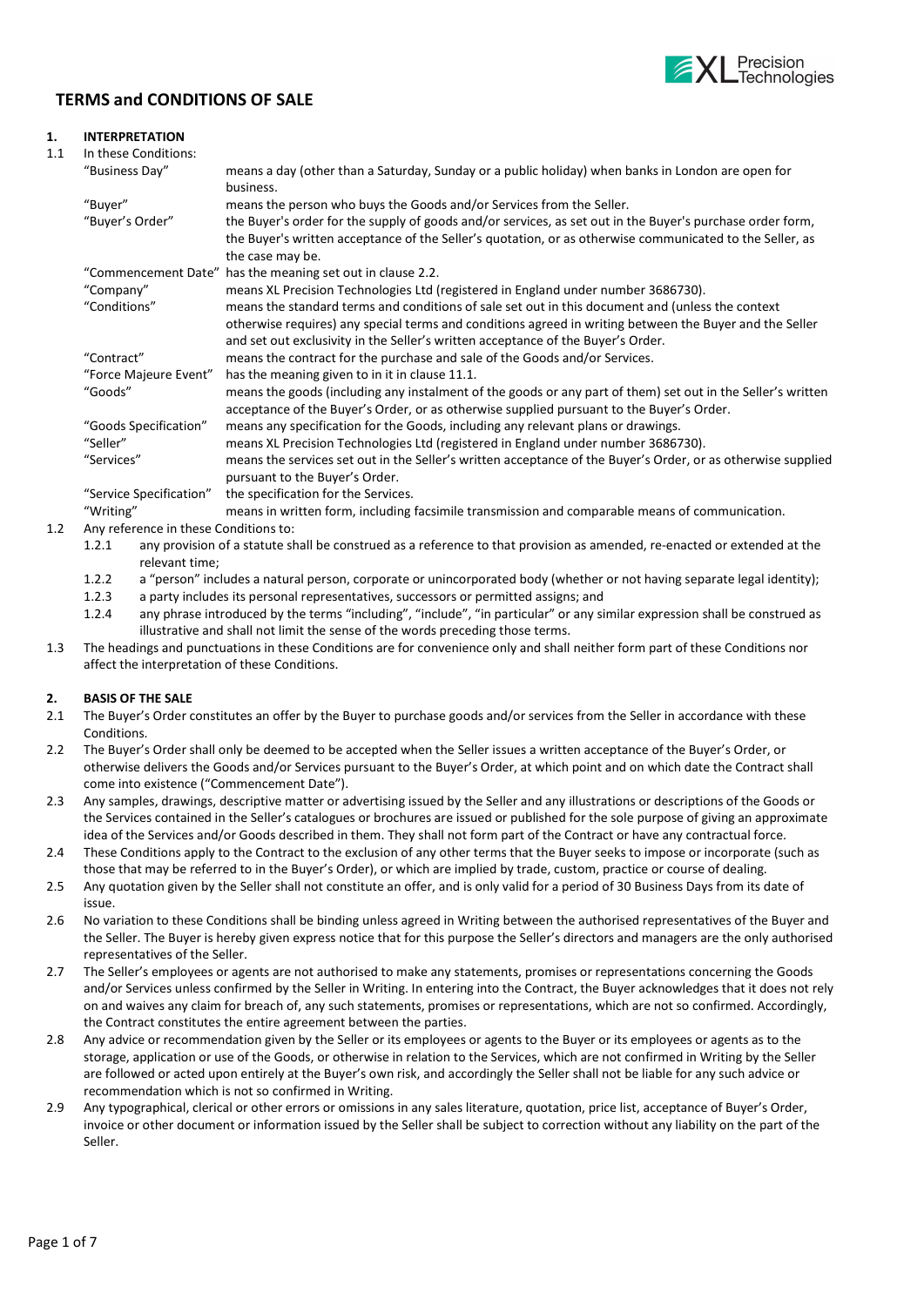# TERMS and CONDITIONS OF SALE

## 1. INTERPRETATION

1.1 In these Conditions:

| | |
|---|---|
| "Business Day" | means a day (other than a Saturday, Sunday or a public holiday) when banks in London are open for business. |
| "Buyer" | means the person who buys the Goods and/or Services from the Seller. |
| "Buyer's Order" | the Buyer's order for the supply of goods and/or services, as set out in the Buyer's purchase order form, the Buyer's written acceptance of the Seller's quotation, or as otherwise communicated to the Seller, as the case may be. |
| "Commencement Date" | has the meaning set out in clause 2.2. |
| "Company" | means XL Precision Technologies Ltd (registered in England under number 3686730). |
| "Conditions" | means the standard terms and conditions of sale set out in this document and (unless the context otherwise requires) any special terms and conditions agreed in writing between the Buyer and the Seller and set out exclusivity in the Seller's written acceptance of the Buyer's Order. |
| "Contract" | means the contract for the purchase and sale of the Goods and/or Services. |
| "Force Majeure Event" | has the meaning given to in it in clause 11.1. |
| "Goods" | means the goods (including any instalment of the goods or any part of them) set out in the Seller's written acceptance of the Buyer's Order, or as otherwise supplied pursuant to the Buyer's Order. |
| "Goods Specification" | means any specification for the Goods, including any relevant plans or drawings. |
| "Seller" | means XL Precision Technologies Ltd (registered in England under number 3686730). |
| "Services" | means the services set out in the Seller's written acceptance of the Buyer's Order, or as otherwise supplied pursuant to the Buyer's Order. |
| "Service Specification" | the specification for the Services. |
| "Writing" | means in written form, including facsimile transmission and comparable means of communication. |

1.2 Any reference in these Conditions to:

1.2.1 any provision of a statute shall be construed as a reference to that provision as amended, re-enacted or extended at the relevant time;

1.2.2 a "person" includes a natural person, corporate or unincorporated body (whether or not having separate legal identity);

1.2.3 a party includes its personal representatives, successors or permitted assigns; and

1.2.4 any phrase introduced by the terms "including", "include", "in particular" or any similar expression shall be construed as illustrative and shall not limit the sense of the words preceding those terms.

1.3 The headings and punctuations in these Conditions are for convenience only and shall neither form part of these Conditions nor affect the interpretation of these Conditions.

## 2. BASIS OF THE SALE

2.1 The Buyer's Order constitutes an offer by the Buyer to purchase goods and/or services from the Seller in accordance with these Conditions.

2.2 The Buyer's Order shall only be deemed to be accepted when the Seller issues a written acceptance of the Buyer's Order, or otherwise delivers the Goods and/or Services pursuant to the Buyer's Order, at which point and on which date the Contract shall come into existence ("Commencement Date").

2.3 Any samples, drawings, descriptive matter or advertising issued by the Seller and any illustrations or descriptions of the Goods or the Services contained in the Seller's catalogues or brochures are issued or published for the sole purpose of giving an approximate idea of the Services and/or Goods described in them. They shall not form part of the Contract or have any contractual force.

2.4 These Conditions apply to the Contract to the exclusion of any other terms that the Buyer seeks to impose or incorporate (such as those that may be referred to in the Buyer's Order), or which are implied by trade, custom, practice or course of dealing.

2.5 Any quotation given by the Seller shall not constitute an offer, and is only valid for a period of 30 Business Days from its date of issue.

2.6 No variation to these Conditions shall be binding unless agreed in Writing between the authorised representatives of the Buyer and the Seller. The Buyer is hereby given express notice that for this purpose the Seller's directors and managers are the only authorised representatives of the Seller.

2.7 The Seller's employees or agents are not authorised to make any statements, promises or representations concerning the Goods and/or Services unless confirmed by the Seller in Writing. In entering into the Contract, the Buyer acknowledges that it does not rely on and waives any claim for breach of, any such statements, promises or representations, which are not so confirmed. Accordingly, the Contract constitutes the entire agreement between the parties.

2.8 Any advice or recommendation given by the Seller or its employees or agents to the Buyer or its employees or agents as to the storage, application or use of the Goods, or otherwise in relation to the Services, which are not confirmed in Writing by the Seller are followed or acted upon entirely at the Buyer's own risk, and accordingly the Seller shall not be liable for any such advice or recommendation which is not so confirmed in Writing.

2.9 Any typographical, clerical or other errors or omissions in any sales literature, quotation, price list, acceptance of Buyer's Order, invoice or other document or information issued by the Seller shall be subject to correction without any liability on the part of the Seller.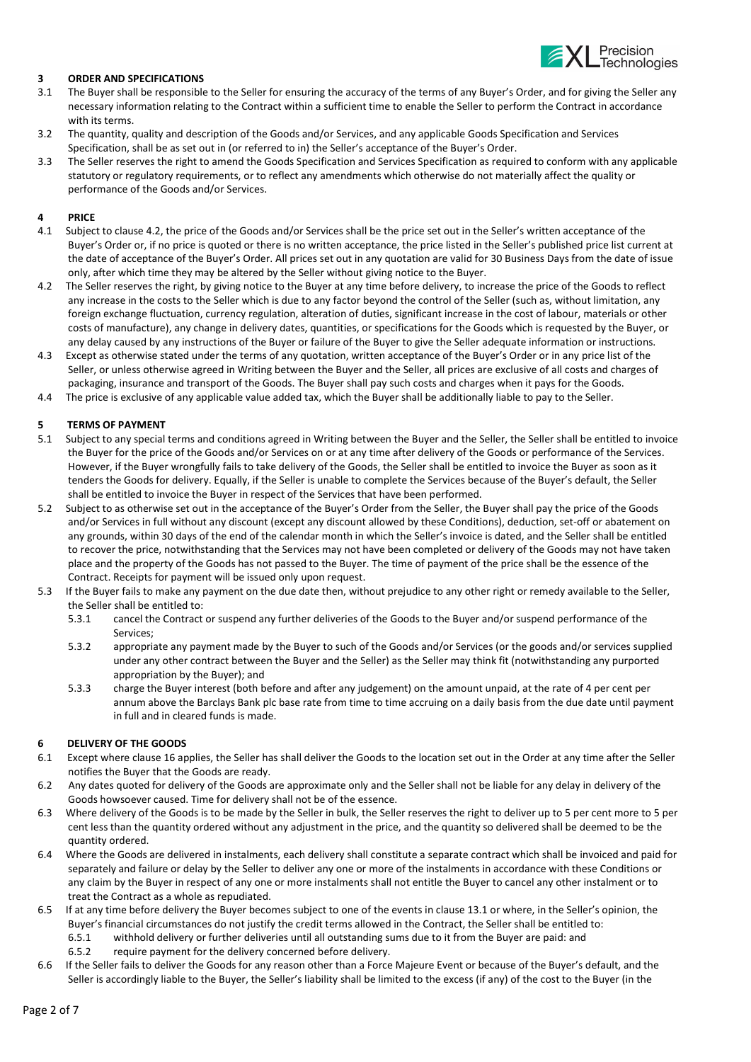## 3 ORDER AND SPECIFICATIONS

3.1 The Buyer shall be responsible to the Seller for ensuring the accuracy of the terms of any Buyer's Order, and for giving the Seller any necessary information relating to the Contract within a sufficient time to enable the Seller to perform the Contract in accordance with its terms.

3.2 The quantity, quality and description of the Goods and/or Services, and any applicable Goods Specification and Services Specification, shall be as set out in (or referred to in) the Seller's acceptance of the Buyer's Order.

3.3 The Seller reserves the right to amend the Goods Specification and Services Specification as required to conform with any applicable statutory or regulatory requirements, or to reflect any amendments which otherwise do not materially affect the quality or performance of the Goods and/or Services.

## 4 PRICE

4.1 Subject to clause 4.2, the price of the Goods and/or Services shall be the price set out in the Seller's written acceptance of the Buyer's Order or, if no price is quoted or there is no written acceptance, the price listed in the Seller's published price list current at the date of acceptance of the Buyer's Order. All prices set out in any quotation are valid for 30 Business Days from the date of issue only, after which time they may be altered by the Seller without giving notice to the Buyer.

4.2 The Seller reserves the right, by giving notice to the Buyer at any time before delivery, to increase the price of the Goods to reflect any increase in the costs to the Seller which is due to any factor beyond the control of the Seller (such as, without limitation, any foreign exchange fluctuation, currency regulation, alteration of duties, significant increase in the cost of labour, materials or other costs of manufacture), any change in delivery dates, quantities, or specifications for the Goods which is requested by the Buyer, or any delay caused by any instructions of the Buyer or failure of the Buyer to give the Seller adequate information or instructions.

4.3 Except as otherwise stated under the terms of any quotation, written acceptance of the Buyer's Order or in any price list of the Seller, or unless otherwise agreed in Writing between the Buyer and the Seller, all prices are exclusive of all costs and charges of packaging, insurance and transport of the Goods. The Buyer shall pay such costs and charges when it pays for the Goods.

4.4 The price is exclusive of any applicable value added tax, which the Buyer shall be additionally liable to pay to the Seller.

## 5 TERMS OF PAYMENT

5.1 Subject to any special terms and conditions agreed in Writing between the Buyer and the Seller, the Seller shall be entitled to invoice the Buyer for the price of the Goods and/or Services on or at any time after delivery of the Goods or performance of the Services. However, if the Buyer wrongfully fails to take delivery of the Goods, the Seller shall be entitled to invoice the Buyer as soon as it tenders the Goods for delivery. Equally, if the Seller is unable to complete the Services because of the Buyer's default, the Seller shall be entitled to invoice the Buyer in respect of the Services that have been performed.

5.2 Subject to as otherwise set out in the acceptance of the Buyer's Order from the Seller, the Buyer shall pay the price of the Goods and/or Services in full without any discount (except any discount allowed by these Conditions), deduction, set-off or abatement on any grounds, within 30 days of the end of the calendar month in which the Seller's invoice is dated, and the Seller shall be entitled to recover the price, notwithstanding that the Services may not have been completed or delivery of the Goods may not have taken place and the property of the Goods has not passed to the Buyer. The time of payment of the price shall be the essence of the Contract. Receipts for payment will be issued only upon request.

5.3 If the Buyer fails to make any payment on the due date then, without prejudice to any other right or remedy available to the Seller, the Seller shall be entitled to:

5.3.1 cancel the Contract or suspend any further deliveries of the Goods to the Buyer and/or suspend performance of the Services;

5.3.2 appropriate any payment made by the Buyer to such of the Goods and/or Services (or the goods and/or services supplied under any other contract between the Buyer and the Seller) as the Seller may think fit (notwithstanding any purported appropriation by the Buyer); and

5.3.3 charge the Buyer interest (both before and after any judgement) on the amount unpaid, at the rate of 4 per cent per annum above the Barclays Bank plc base rate from time to time accruing on a daily basis from the due date until payment in full and in cleared funds is made.

## 6 DELIVERY OF THE GOODS

6.1 Except where clause 16 applies, the Seller has shall deliver the Goods to the location set out in the Order at any time after the Seller notifies the Buyer that the Goods are ready.

6.2 Any dates quoted for delivery of the Goods are approximate only and the Seller shall not be liable for any delay in delivery of the Goods howsoever caused. Time for delivery shall not be of the essence.

6.3 Where delivery of the Goods is to be made by the Seller in bulk, the Seller reserves the right to deliver up to 5 per cent more to 5 per cent less than the quantity ordered without any adjustment in the price, and the quantity so delivered shall be deemed to be the quantity ordered.

6.4 Where the Goods are delivered in instalments, each delivery shall constitute a separate contract which shall be invoiced and paid for separately and failure or delay by the Seller to deliver any one or more of the instalments in accordance with these Conditions or any claim by the Buyer in respect of any one or more instalments shall not entitle the Buyer to cancel any other instalment or to treat the Contract as a whole as repudiated.

6.5 If at any time before delivery the Buyer becomes subject to one of the events in clause 13.1 or where, in the Seller's opinion, the Buyer's financial circumstances do not justify the credit terms allowed in the Contract, the Seller shall be entitled to:

6.5.1 withhold delivery or further deliveries until all outstanding sums due to it from the Buyer are paid: and

6.5.2 require payment for the delivery concerned before delivery.

6.6 If the Seller fails to deliver the Goods for any reason other than a Force Majeure Event or because of the Buyer's default, and the Seller is accordingly liable to the Buyer, the Seller's liability shall be limited to the excess (if any) of the cost to the Buyer (in the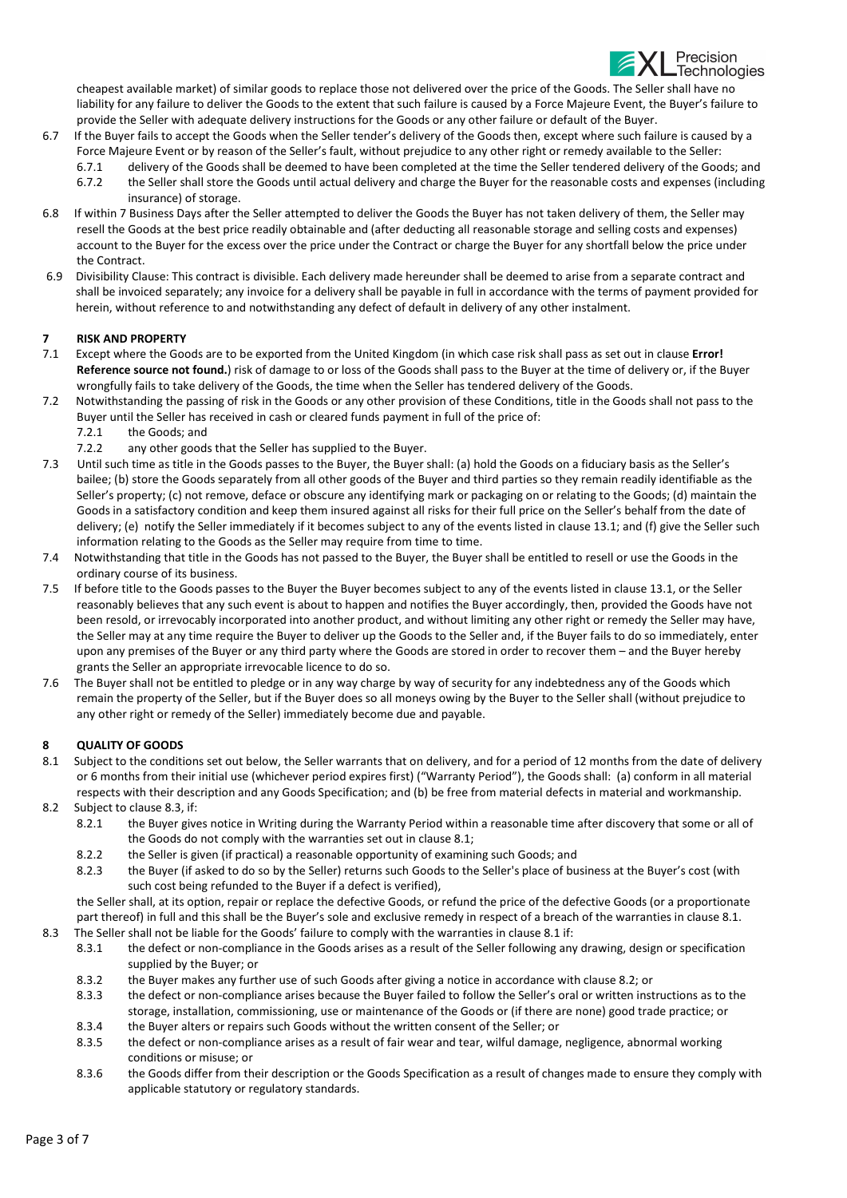cheapest available market) of similar goods to replace those not delivered over the price of the Goods. The Seller shall have no liability for any failure to deliver the Goods to the extent that such failure is caused by a Force Majeure Event, the Buyer's failure to provide the Seller with adequate delivery instructions for the Goods or any other failure or default of the Buyer.

6.7 If the Buyer fails to accept the Goods when the Seller tender's delivery of the Goods then, except where such failure is caused by a Force Majeure Event or by reason of the Seller's fault, without prejudice to any other right or remedy available to the Seller:

6.7.1 delivery of the Goods shall be deemed to have been completed at the time the Seller tendered delivery of the Goods; and

6.7.2 the Seller shall store the Goods until actual delivery and charge the Buyer for the reasonable costs and expenses (including insurance) of storage.

6.8 If within 7 Business Days after the Seller attempted to deliver the Goods the Buyer has not taken delivery of them, the Seller may resell the Goods at the best price readily obtainable and (after deducting all reasonable storage and selling costs and expenses) account to the Buyer for the excess over the price under the Contract or charge the Buyer for any shortfall below the price under the Contract.

6.9 Divisibility Clause: This contract is divisible. Each delivery made hereunder shall be deemed to arise from a separate contract and shall be invoiced separately; any invoice for a delivery shall be payable in full in accordance with the terms of payment provided for herein, without reference to and notwithstanding any defect of default in delivery of any other instalment.

## 7 RISK AND PROPERTY

7.1 Except where the Goods are to be exported from the United Kingdom (in which case risk shall pass as set out in clause **Error! Reference source not found.**) risk of damage to or loss of the Goods shall pass to the Buyer at the time of delivery or, if the Buyer wrongfully fails to take delivery of the Goods, the time when the Seller has tendered delivery of the Goods.

7.2 Notwithstanding the passing of risk in the Goods or any other provision of these Conditions, title in the Goods shall not pass to the Buyer until the Seller has received in cash or cleared funds payment in full of the price of:

7.2.1 the Goods; and

7.2.2 any other goods that the Seller has supplied to the Buyer.

7.3 Until such time as title in the Goods passes to the Buyer, the Buyer shall: (a) hold the Goods on a fiduciary basis as the Seller's bailee; (b) store the Goods separately from all other goods of the Buyer and third parties so they remain readily identifiable as the Seller's property; (c) not remove, deface or obscure any identifying mark or packaging on or relating to the Goods; (d) maintain the Goods in a satisfactory condition and keep them insured against all risks for their full price on the Seller's behalf from the date of delivery; (e) notify the Seller immediately if it becomes subject to any of the events listed in clause 13.1; and (f) give the Seller such information relating to the Goods as the Seller may require from time to time.

7.4 Notwithstanding that title in the Goods has not passed to the Buyer, the Buyer shall be entitled to resell or use the Goods in the ordinary course of its business.

7.5 If before title to the Goods passes to the Buyer the Buyer becomes subject to any of the events listed in clause 13.1, or the Seller reasonably believes that any such event is about to happen and notifies the Buyer accordingly, then, provided the Goods have not been resold, or irrevocably incorporated into another product, and without limiting any other right or remedy the Seller may have, the Seller may at any time require the Buyer to deliver up the Goods to the Seller and, if the Buyer fails to do so immediately, enter upon any premises of the Buyer or any third party where the Goods are stored in order to recover them – and the Buyer hereby grants the Seller an appropriate irrevocable licence to do so.

7.6 The Buyer shall not be entitled to pledge or in any way charge by way of security for any indebtedness any of the Goods which remain the property of the Seller, but if the Buyer does so all moneys owing by the Buyer to the Seller shall (without prejudice to any other right or remedy of the Seller) immediately become due and payable.

## 8 QUALITY OF GOODS

8.1 Subject to the conditions set out below, the Seller warrants that on delivery, and for a period of 12 months from the date of delivery or 6 months from their initial use (whichever period expires first) ("Warranty Period"), the Goods shall: (a) conform in all material respects with their description and any Goods Specification; and (b) be free from material defects in material and workmanship.

8.2 Subject to clause 8.3, if:

8.2.1 the Buyer gives notice in Writing during the Warranty Period within a reasonable time after discovery that some or all of the Goods do not comply with the warranties set out in clause 8.1;

8.2.2 the Seller is given (if practical) a reasonable opportunity of examining such Goods; and

8.2.3 the Buyer (if asked to do so by the Seller) returns such Goods to the Seller's place of business at the Buyer's cost (with such cost being refunded to the Buyer if a defect is verified),

the Seller shall, at its option, repair or replace the defective Goods, or refund the price of the defective Goods (or a proportionate part thereof) in full and this shall be the Buyer's sole and exclusive remedy in respect of a breach of the warranties in clause 8.1.

8.3 The Seller shall not be liable for the Goods' failure to comply with the warranties in clause 8.1 if:

8.3.1 the defect or non-compliance in the Goods arises as a result of the Seller following any drawing, design or specification supplied by the Buyer; or

8.3.2 the Buyer makes any further use of such Goods after giving a notice in accordance with clause 8.2; or

8.3.3 the defect or non-compliance arises because the Buyer failed to follow the Seller's oral or written instructions as to the storage, installation, commissioning, use or maintenance of the Goods or (if there are none) good trade practice; or

8.3.4 the Buyer alters or repairs such Goods without the written consent of the Seller; or

8.3.5 the defect or non-compliance arises as a result of fair wear and tear, wilful damage, negligence, abnormal working conditions or misuse; or

8.3.6 the Goods differ from their description or the Goods Specification as a result of changes made to ensure they comply with applicable statutory or regulatory standards.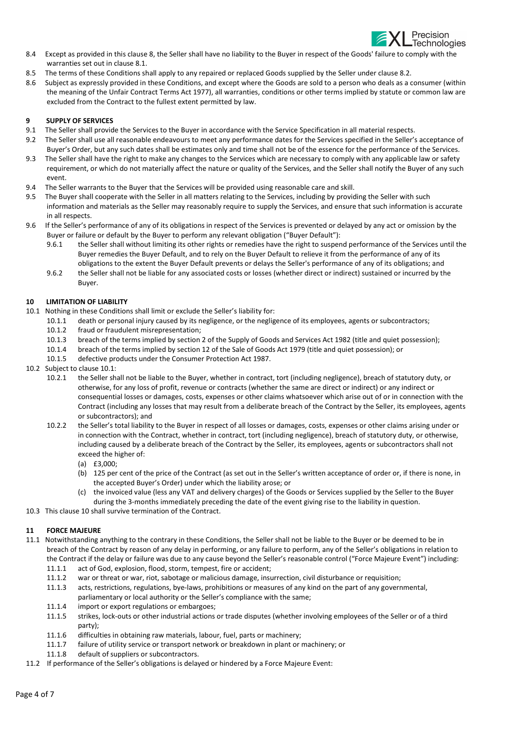8.4 Except as provided in this clause 8, the Seller shall have no liability to the Buyer in respect of the Goods' failure to comply with the warranties set out in clause 8.1.

8.5 The terms of these Conditions shall apply to any repaired or replaced Goods supplied by the Seller under clause 8.2.

8.6 Subject as expressly provided in these Conditions, and except where the Goods are sold to a person who deals as a consumer (within the meaning of the Unfair Contract Terms Act 1977), all warranties, conditions or other terms implied by statute or common law are excluded from the Contract to the fullest extent permitted by law.

## 9 SUPPLY OF SERVICES

9.1 The Seller shall provide the Services to the Buyer in accordance with the Service Specification in all material respects.

9.2 The Seller shall use all reasonable endeavours to meet any performance dates for the Services specified in the Seller's acceptance of Buyer's Order, but any such dates shall be estimates only and time shall not be of the essence for the performance of the Services.

9.3 The Seller shall have the right to make any changes to the Services which are necessary to comply with any applicable law or safety requirement, or which do not materially affect the nature or quality of the Services, and the Seller shall notify the Buyer of any such event.

9.4 The Seller warrants to the Buyer that the Services will be provided using reasonable care and skill.

9.5 The Buyer shall cooperate with the Seller in all matters relating to the Services, including by providing the Seller with such information and materials as the Seller may reasonably require to supply the Services, and ensure that such information is accurate in all respects.

9.6 If the Seller's performance of any of its obligations in respect of the Services is prevented or delayed by any act or omission by the Buyer or failure or default by the Buyer to perform any relevant obligation ("Buyer Default"):

- 9.6.1 the Seller shall without limiting its other rights or remedies have the right to suspend performance of the Services until the Buyer remedies the Buyer Default, and to rely on the Buyer Default to relieve it from the performance of any of its obligations to the extent the Buyer Default prevents or delays the Seller's performance of any of its obligations; and
- 9.6.2 the Seller shall not be liable for any associated costs or losses (whether direct or indirect) sustained or incurred by the Buyer.

## 10 LIMITATION OF LIABILITY

10.1 Nothing in these Conditions shall limit or exclude the Seller's liability for:

- 10.1.1 death or personal injury caused by its negligence, or the negligence of its employees, agents or subcontractors;
- 10.1.2 fraud or fraudulent misrepresentation;
- 10.1.3 breach of the terms implied by section 2 of the Supply of Goods and Services Act 1982 (title and quiet possession);
- 10.1.4 breach of the terms implied by section 12 of the Sale of Goods Act 1979 (title and quiet possession); or
- 10.1.5 defective products under the Consumer Protection Act 1987.

10.2 Subject to clause 10.1:

- 10.2.1 the Seller shall not be liable to the Buyer, whether in contract, tort (including negligence), breach of statutory duty, or otherwise, for any loss of profit, revenue or contracts (whether the same are direct or indirect) or any indirect or consequential losses or damages, costs, expenses or other claims whatsoever which arise out of or in connection with the Contract (including any losses that may result from a deliberate breach of the Contract by the Seller, its employees, agents or subcontractors); and
- 10.2.2 the Seller's total liability to the Buyer in respect of all losses or damages, costs, expenses or other claims arising under or in connection with the Contract, whether in contract, tort (including negligence), breach of statutory duty, or otherwise, including caused by a deliberate breach of the Contract by the Seller, its employees, agents or subcontractors shall not exceed the higher of:
  - (a) £3,000;
  - (b) 125 per cent of the price of the Contract (as set out in the Seller's written acceptance of order or, if there is none, in the accepted Buyer's Order) under which the liability arose; or
  - (c) the invoiced value (less any VAT and delivery charges) of the Goods or Services supplied by the Seller to the Buyer during the 3-months immediately preceding the date of the event giving rise to the liability in question.

10.3 This clause 10 shall survive termination of the Contract.

## 11 FORCE MAJEURE

11.1 Notwithstanding anything to the contrary in these Conditions, the Seller shall not be liable to the Buyer or be deemed to be in breach of the Contract by reason of any delay in performing, or any failure to perform, any of the Seller's obligations in relation to the Contract if the delay or failure was due to any cause beyond the Seller's reasonable control ("Force Majeure Event") including:

- 11.1.1 act of God, explosion, flood, storm, tempest, fire or accident;
- 11.1.2 war or threat or war, riot, sabotage or malicious damage, insurrection, civil disturbance or requisition;
- 11.1.3 acts, restrictions, regulations, bye-laws, prohibitions or measures of any kind on the part of any governmental, parliamentary or local authority or the Seller's compliance with the same;
- 11.1.4 import or export regulations or embargoes;
- 11.1.5 strikes, lock-outs or other industrial actions or trade disputes (whether involving employees of the Seller or of a third party);
- 11.1.6 difficulties in obtaining raw materials, labour, fuel, parts or machinery;
- 11.1.7 failure of utility service or transport network or breakdown in plant or machinery; or
- 11.1.8 default of suppliers or subcontractors.

11.2 If performance of the Seller's obligations is delayed or hindered by a Force Majeure Event: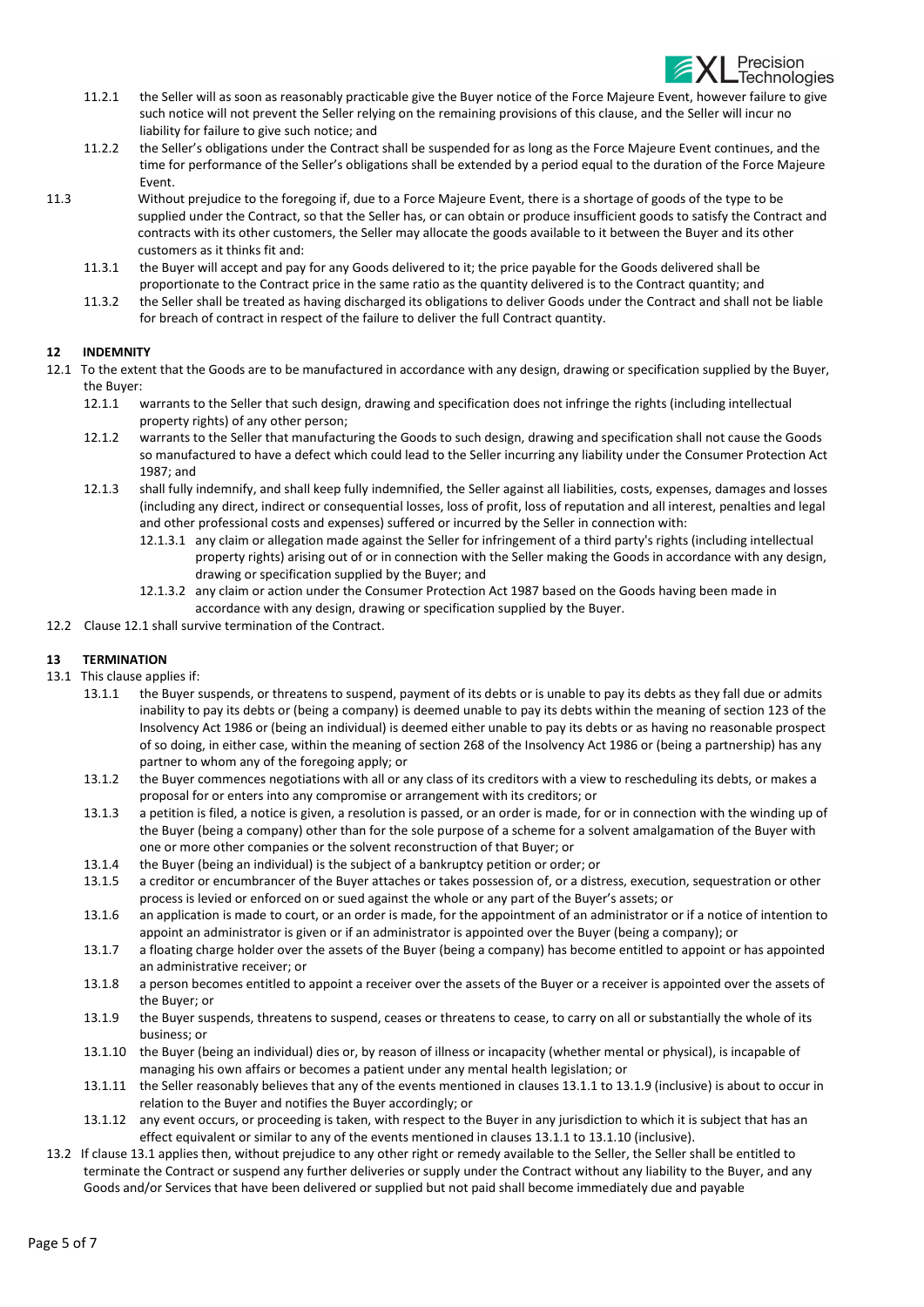11.2.1 the Seller will as soon as reasonably practicable give the Buyer notice of the Force Majeure Event, however failure to give such notice will not prevent the Seller relying on the remaining provisions of this clause, and the Seller will incur no liability for failure to give such notice; and

11.2.2 the Seller's obligations under the Contract shall be suspended for as long as the Force Majeure Event continues, and the time for performance of the Seller's obligations shall be extended by a period equal to the duration of the Force Majeure Event.

11.3 Without prejudice to the foregoing if, due to a Force Majeure Event, there is a shortage of goods of the type to be supplied under the Contract, so that the Seller has, or can obtain or produce insufficient goods to satisfy the Contract and contracts with its other customers, the Seller may allocate the goods available to it between the Buyer and its other customers as it thinks fit and:

11.3.1 the Buyer will accept and pay for any Goods delivered to it; the price payable for the Goods delivered shall be proportionate to the Contract price in the same ratio as the quantity delivered is to the Contract quantity; and

11.3.2 the Seller shall be treated as having discharged its obligations to deliver Goods under the Contract and shall not be liable for breach of contract in respect of the failure to deliver the full Contract quantity.

## 12 INDEMNITY

12.1 To the extent that the Goods are to be manufactured in accordance with any design, drawing or specification supplied by the Buyer, the Buyer:

12.1.1 warrants to the Seller that such design, drawing and specification does not infringe the rights (including intellectual property rights) of any other person;

12.1.2 warrants to the Seller that manufacturing the Goods to such design, drawing and specification shall not cause the Goods so manufactured to have a defect which could lead to the Seller incurring any liability under the Consumer Protection Act 1987; and

12.1.3 shall fully indemnify, and shall keep fully indemnified, the Seller against all liabilities, costs, expenses, damages and losses (including any direct, indirect or consequential losses, loss of profit, loss of reputation and all interest, penalties and legal and other professional costs and expenses) suffered or incurred by the Seller in connection with:

12.1.3.1 any claim or allegation made against the Seller for infringement of a third party's rights (including intellectual property rights) arising out of or in connection with the Seller making the Goods in accordance with any design, drawing or specification supplied by the Buyer; and

12.1.3.2 any claim or action under the Consumer Protection Act 1987 based on the Goods having been made in accordance with any design, drawing or specification supplied by the Buyer.

12.2 Clause 12.1 shall survive termination of the Contract.

## 13 TERMINATION

13.1 This clause applies if:

13.1.1 the Buyer suspends, or threatens to suspend, payment of its debts or is unable to pay its debts as they fall due or admits inability to pay its debts or (being a company) is deemed unable to pay its debts within the meaning of section 123 of the Insolvency Act 1986 or (being an individual) is deemed either unable to pay its debts or as having no reasonable prospect of so doing, in either case, within the meaning of section 268 of the Insolvency Act 1986 or (being a partnership) has any partner to whom any of the foregoing apply; or

13.1.2 the Buyer commences negotiations with all or any class of its creditors with a view to rescheduling its debts, or makes a proposal for or enters into any compromise or arrangement with its creditors; or

13.1.3 a petition is filed, a notice is given, a resolution is passed, or an order is made, for or in connection with the winding up of the Buyer (being a company) other than for the sole purpose of a scheme for a solvent amalgamation of the Buyer with one or more other companies or the solvent reconstruction of that Buyer; or

13.1.4 the Buyer (being an individual) is the subject of a bankruptcy petition or order; or

13.1.5 a creditor or encumbrancer of the Buyer attaches or takes possession of, or a distress, execution, sequestration or other process is levied or enforced on or sued against the whole or any part of the Buyer's assets; or

13.1.6 an application is made to court, or an order is made, for the appointment of an administrator or if a notice of intention to appoint an administrator is given or if an administrator is appointed over the Buyer (being a company); or

13.1.7 a floating charge holder over the assets of the Buyer (being a company) has become entitled to appoint or has appointed an administrative receiver; or

13.1.8 a person becomes entitled to appoint a receiver over the assets of the Buyer or a receiver is appointed over the assets of the Buyer; or

13.1.9 the Buyer suspends, threatens to suspend, ceases or threatens to cease, to carry on all or substantially the whole of its business; or

13.1.10 the Buyer (being an individual) dies or, by reason of illness or incapacity (whether mental or physical), is incapable of managing his own affairs or becomes a patient under any mental health legislation; or

13.1.11 the Seller reasonably believes that any of the events mentioned in clauses 13.1.1 to 13.1.9 (inclusive) is about to occur in relation to the Buyer and notifies the Buyer accordingly; or

13.1.12 any event occurs, or proceeding is taken, with respect to the Buyer in any jurisdiction to which it is subject that has an effect equivalent or similar to any of the events mentioned in clauses 13.1.1 to 13.1.10 (inclusive).

13.2 If clause 13.1 applies then, without prejudice to any other right or remedy available to the Seller, the Seller shall be entitled to terminate the Contract or suspend any further deliveries or supply under the Contract without any liability to the Buyer, and any Goods and/or Services that have been delivered or supplied but not paid shall become immediately due and payable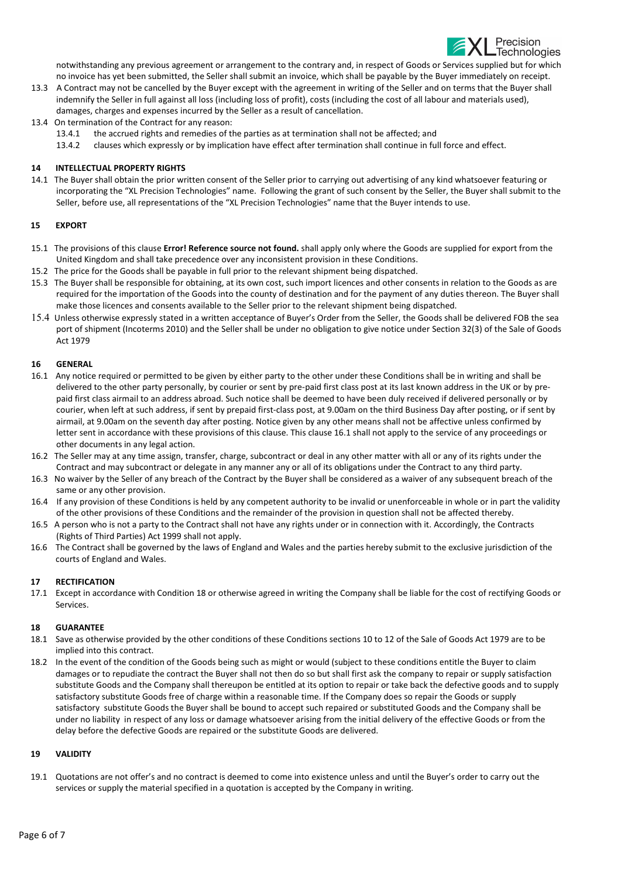notwithstanding any previous agreement or arrangement to the contrary and, in respect of Goods or Services supplied but for which no invoice has yet been submitted, the Seller shall submit an invoice, which shall be payable by the Buyer immediately on receipt.

13.3 A Contract may not be cancelled by the Buyer except with the agreement in writing of the Seller and on terms that the Buyer shall indemnify the Seller in full against all loss (including loss of profit), costs (including the cost of all labour and materials used), damages, charges and expenses incurred by the Seller as a result of cancellation.

13.4 On termination of the Contract for any reason:

13.4.1 the accrued rights and remedies of the parties as at termination shall not be affected; and

13.4.2 clauses which expressly or by implication have effect after termination shall continue in full force and effect.

## 14 INTELLECTUAL PROPERTY RIGHTS

14.1 The Buyer shall obtain the prior written consent of the Seller prior to carrying out advertising of any kind whatsoever featuring or incorporating the "XL Precision Technologies" name. Following the grant of such consent by the Seller, the Buyer shall submit to the Seller, before use, all representations of the "XL Precision Technologies" name that the Buyer intends to use.

## 15 EXPORT

15.1 The provisions of this clause **Error! Reference source not found.** shall apply only where the Goods are supplied for export from the United Kingdom and shall take precedence over any inconsistent provision in these Conditions.

15.2 The price for the Goods shall be payable in full prior to the relevant shipment being dispatched.

15.3 The Buyer shall be responsible for obtaining, at its own cost, such import licences and other consents in relation to the Goods as are required for the importation of the Goods into the county of destination and for the payment of any duties thereon. The Buyer shall make those licences and consents available to the Seller prior to the relevant shipment being dispatched.

15.4 Unless otherwise expressly stated in a written acceptance of Buyer's Order from the Seller, the Goods shall be delivered FOB the sea port of shipment (Incoterms 2010) and the Seller shall be under no obligation to give notice under Section 32(3) of the Sale of Goods Act 1979

## 16 GENERAL

16.1 Any notice required or permitted to be given by either party to the other under these Conditions shall be in writing and shall be delivered to the other party personally, by courier or sent by pre-paid first class post at its last known address in the UK or by pre-paid first class airmail to an address abroad. Such notice shall be deemed to have been duly received if delivered personally or by courier, when left at such address, if sent by prepaid first-class post, at 9.00am on the third Business Day after posting, or if sent by airmail, at 9.00am on the seventh day after posting. Notice given by any other means shall not be affective unless confirmed by letter sent in accordance with these provisions of this clause. This clause 16.1 shall not apply to the service of any proceedings or other documents in any legal action.

16.2 The Seller may at any time assign, transfer, charge, subcontract or deal in any other matter with all or any of its rights under the Contract and may subcontract or delegate in any manner any or all of its obligations under the Contract to any third party.

16.3 No waiver by the Seller of any breach of the Contract by the Buyer shall be considered as a waiver of any subsequent breach of the same or any other provision.

16.4 If any provision of these Conditions is held by any competent authority to be invalid or unenforceable in whole or in part the validity of the other provisions of these Conditions and the remainder of the provision in question shall not be affected thereby.

16.5 A person who is not a party to the Contract shall not have any rights under or in connection with it. Accordingly, the Contracts (Rights of Third Parties) Act 1999 shall not apply.

16.6 The Contract shall be governed by the laws of England and Wales and the parties hereby submit to the exclusive jurisdiction of the courts of England and Wales.

## 17 RECTIFICATION

17.1 Except in accordance with Condition 18 or otherwise agreed in writing the Company shall be liable for the cost of rectifying Goods or Services.

## 18 GUARANTEE

18.1 Save as otherwise provided by the other conditions of these Conditions sections 10 to 12 of the Sale of Goods Act 1979 are to be implied into this contract.

18.2 In the event of the condition of the Goods being such as might or would (subject to these conditions entitle the Buyer to claim damages or to repudiate the contract the Buyer shall not then do so but shall first ask the company to repair or supply satisfaction substitute Goods and the Company shall thereupon be entitled at its option to repair or take back the defective goods and to supply satisfactory substitute Goods free of charge within a reasonable time. If the Company does so repair the Goods or supply satisfactory substitute Goods the Buyer shall be bound to accept such repaired or substituted Goods and the Company shall be under no liability in respect of any loss or damage whatsoever arising from the initial delivery of the effective Goods or from the delay before the defective Goods are repaired or the substitute Goods are delivered.

## 19 VALIDITY

19.1 Quotations are not offer's and no contract is deemed to come into existence unless and until the Buyer's order to carry out the services or supply the material specified in a quotation is accepted by the Company in writing.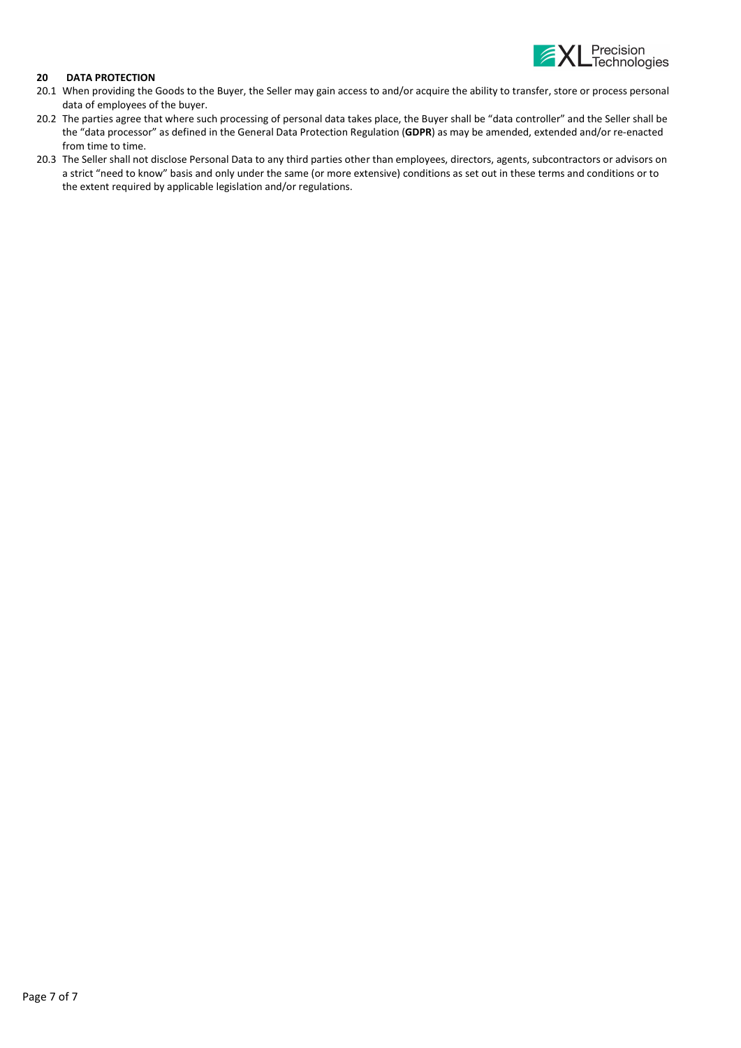## 20 DATA PROTECTION

20.1 When providing the Goods to the Buyer, the Seller may gain access to and/or acquire the ability to transfer, store or process personal data of employees of the buyer.

20.2 The parties agree that where such processing of personal data takes place, the Buyer shall be "data controller" and the Seller shall be the "data processor" as defined in the General Data Protection Regulation (**GDPR**) as may be amended, extended and/or re-enacted from time to time.

20.3 The Seller shall not disclose Personal Data to any third parties other than employees, directors, agents, subcontractors or advisors on a strict "need to know" basis and only under the same (or more extensive) conditions as set out in these terms and conditions or to the extent required by applicable legislation and/or regulations.